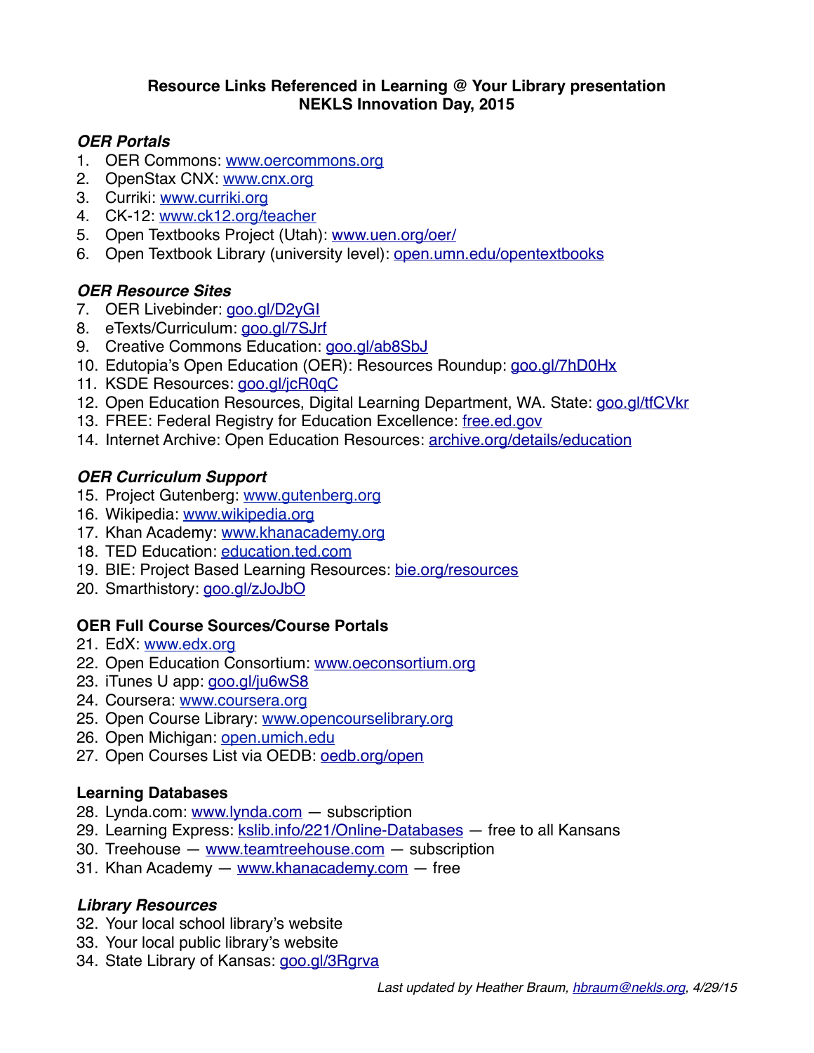**Resource Links Referenced in Learning @ Your Library presentation**
**NEKLS Innovation Day, 2015**

### *OER Portals*

1. OER Commons: www.oercommons.org
2. OpenStax CNX: www.cnx.org
3. Curriki: www.curriki.org
4. CK-12: www.ck12.org/teacher
5. Open Textbooks Project (Utah): www.uen.org/oer/
6. Open Textbook Library (university level): open.umn.edu/opentextbooks

### *OER Resource Sites*

7. OER Livebinder: goo.gl/D2yGI
8. eTexts/Curriculum: goo.gl/7SJrf
9. Creative Commons Education: goo.gl/ab8SbJ
10. Edutopia's Open Education (OER): Resources Roundup: goo.gl/7hD0Hx
11. KSDE Resources: goo.gl/jcR0qC
12. Open Education Resources, Digital Learning Department, WA. State: goo.gl/tfCVkr
13. FREE: Federal Registry for Education Excellence: free.ed.gov
14. Internet Archive: Open Education Resources: archive.org/details/education

### *OER Curriculum Support*

15. Project Gutenberg: www.gutenberg.org
16. Wikipedia: www.wikipedia.org
17. Khan Academy: www.khanacademy.org
18. TED Education: education.ted.com
19. BIE: Project Based Learning Resources: bie.org/resources
20. Smarthistory: goo.gl/zJoJbO

### OER Full Course Sources/Course Portals

21. EdX: www.edx.org
22. Open Education Consortium: www.oeconsortium.org
23. iTunes U app: goo.gl/ju6wS8
24. Coursera: www.coursera.org
25. Open Course Library: www.opencourselibrary.org
26. Open Michigan: open.umich.edu
27. Open Courses List via OEDB: oedb.org/open

### Learning Databases

28. Lynda.com: www.lynda.com — subscription
29. Learning Express: kslib.info/221/Online-Databases — free to all Kansans
30. Treehouse — www.teamtreehouse.com — subscription
31. Khan Academy — www.khanacademy.com — free

### *Library Resources*

32. Your local school library's website
33. Your local public library's website
34. State Library of Kansas: goo.gl/3Rgrva

*Last updated by Heather Braum, hbraum@nekls.org, 4/29/15*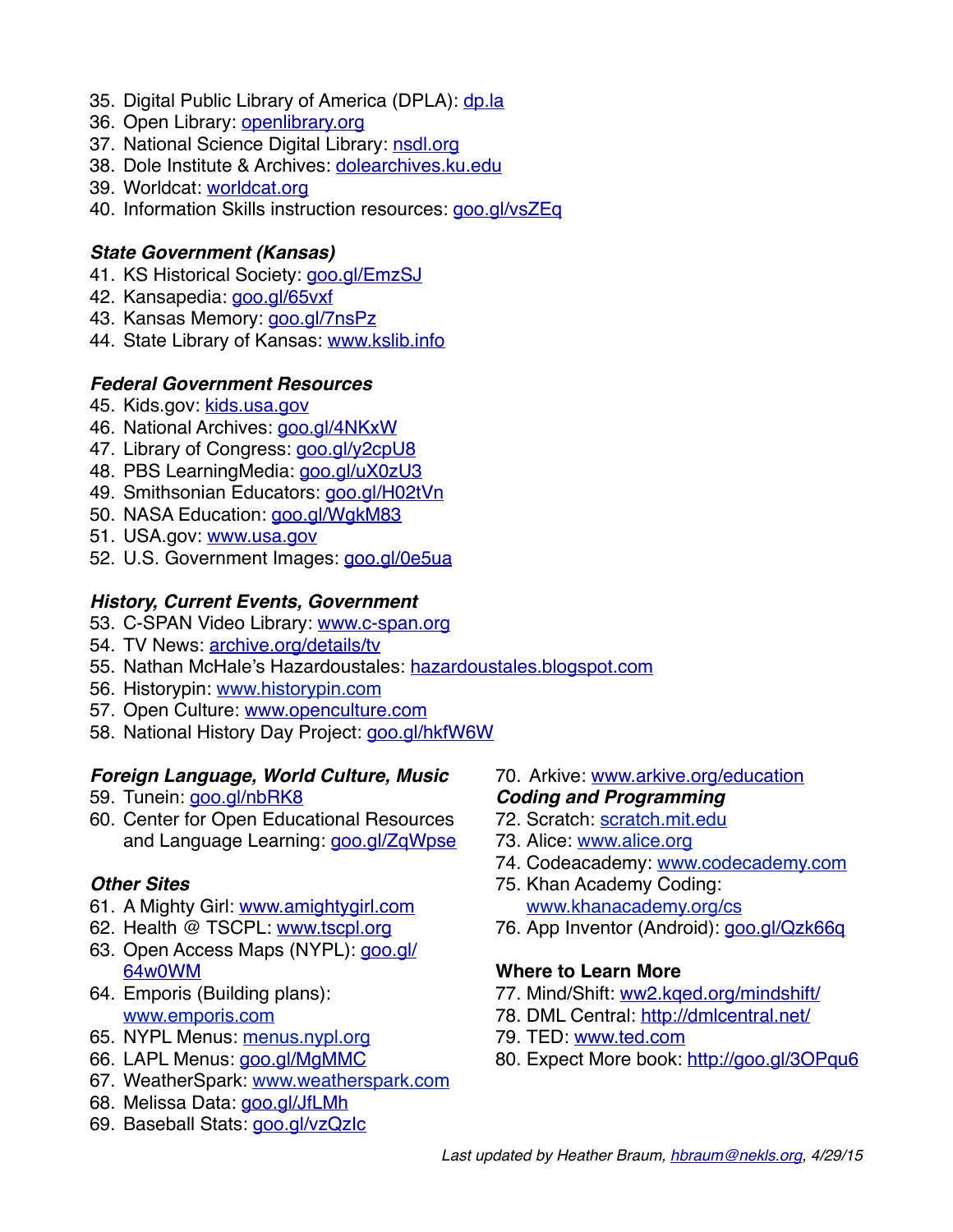35. Digital Public Library of America (DPLA): dp.la
36. Open Library: openlibrary.org
37. National Science Digital Library: nsdl.org
38. Dole Institute & Archives: dolearchives.ku.edu
39. Worldcat: worldcat.org
40. Information Skills instruction resources: goo.gl/vsZEq

***State Government (Kansas)***

41. KS Historical Society: goo.gl/EmzSJ
42. Kansapedia: goo.gl/65vxf
43. Kansas Memory: goo.gl/7nsPz
44. State Library of Kansas: www.kslib.info

***Federal Government Resources***

45. Kids.gov: kids.usa.gov
46. National Archives: goo.gl/4NKxW
47. Library of Congress: goo.gl/y2cpU8
48. PBS LearningMedia: goo.gl/uX0zU3
49. Smithsonian Educators: goo.gl/H02tVn
50. NASA Education: goo.gl/WgkM83
51. USA.gov: www.usa.gov
52. U.S. Government Images: goo.gl/0e5ua

***History, Current Events, Government***

53. C-SPAN Video Library: www.c-span.org
54. TV News: archive.org/details/tv
55. Nathan McHale's Hazardoustales: hazardoustales.blogspot.com
56. Historypin: www.historypin.com
57. Open Culture: www.openculture.com
58. National History Day Project: goo.gl/hkfW6W

***Foreign Language, World Culture, Music***

59. Tunein: goo.gl/nbRK8
60. Center for Open Educational Resources and Language Learning: goo.gl/ZqWpse

***Other Sites***

61. A Mighty Girl: www.amightygirl.com
62. Health @ TSCPL: www.tscpl.org
63. Open Access Maps (NYPL): goo.gl/64w0WM
64. Emporis (Building plans): www.emporis.com
65. NYPL Menus: menus.nypl.org
66. LAPL Menus: goo.gl/MgMMC
67. WeatherSpark: www.weatherspark.com
68. Melissa Data: goo.gl/JfLMh
69. Baseball Stats: goo.gl/vzQzIc
70. Arkive: www.arkive.org/education

***Coding and Programming***

72. Scratch: scratch.mit.edu
73. Alice: www.alice.org
74. Codeacademy: www.codecademy.com
75. Khan Academy Coding: www.khanacademy.org/cs
76. App Inventor (Android): goo.gl/Qzk66q

**Where to Learn More**

77. Mind/Shift: ww2.kqed.org/mindshift/
78. DML Central: http://dmlcentral.net/
79. TED: www.ted.com
80. Expect More book: http://goo.gl/3OPqu6

*Last updated by Heather Braum, hbraum@nekls.org, 4/29/15*